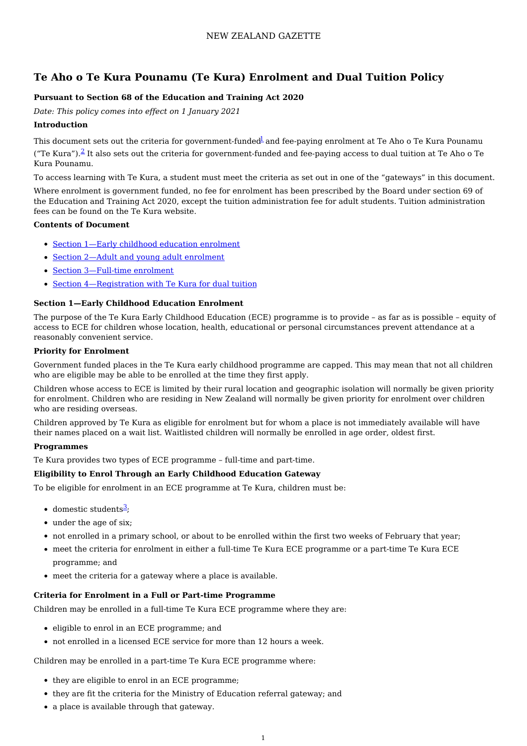# Te Aho o Te Kura Pounamu (Te Kura) Enrolment and Dual Tuition Policy

**Pursuant to Section 68 of the Education and Training Act 2020**

*Date: This policy comes into effect on 1 January 2021*

**Introduction**

This document sets out the criteria for government-funded[1] and fee-paying enrolment at Te Aho o Te Kura Pounamu ("Te Kura").[2] It also sets out the criteria for government-funded and fee-paying access to dual tuition at Te Aho o Te Kura Pounamu.

To access learning with Te Kura, a student must meet the criteria as set out in one of the "gateways" in this document.

Where enrolment is government funded, no fee for enrolment has been prescribed by the Board under section 69 of the Education and Training Act 2020, except the tuition administration fee for adult students. Tuition administration fees can be found on the Te Kura website.

**Contents of Document**

- Section 1—Early childhood education enrolment
- Section 2—Adult and young adult enrolment
- Section 3—Full-time enrolment
- Section 4—Registration with Te Kura for dual tuition

**Section 1—Early Childhood Education Enrolment**

The purpose of the Te Kura Early Childhood Education (ECE) programme is to provide – as far as is possible – equity of access to ECE for children whose location, health, educational or personal circumstances prevent attendance at a reasonably convenient service.

**Priority for Enrolment**

Government funded places in the Te Kura early childhood programme are capped. This may mean that not all children who are eligible may be able to be enrolled at the time they first apply.

Children whose access to ECE is limited by their rural location and geographic isolation will normally be given priority for enrolment. Children who are residing in New Zealand will normally be given priority for enrolment over children who are residing overseas.

Children approved by Te Kura as eligible for enrolment but for whom a place is not immediately available will have their names placed on a wait list. Waitlisted children will normally be enrolled in age order, oldest first.

**Programmes**

Te Kura provides two types of ECE programme – full-time and part-time.

**Eligibility to Enrol Through an Early Childhood Education Gateway**

To be eligible for enrolment in an ECE programme at Te Kura, children must be:

- domestic students[3];
- under the age of six;
- not enrolled in a primary school, or about to be enrolled within the first two weeks of February that year;
- meet the criteria for enrolment in either a full-time Te Kura ECE programme or a part-time Te Kura ECE programme; and
- meet the criteria for a gateway where a place is available.

**Criteria for Enrolment in a Full or Part-time Programme**

Children may be enrolled in a full-time Te Kura ECE programme where they are:

- eligible to enrol in an ECE programme; and
- not enrolled in a licensed ECE service for more than 12 hours a week.

Children may be enrolled in a part-time Te Kura ECE programme where:

- they are eligible to enrol in an ECE programme;
- they are fit the criteria for the Ministry of Education referral gateway; and
- a place is available through that gateway.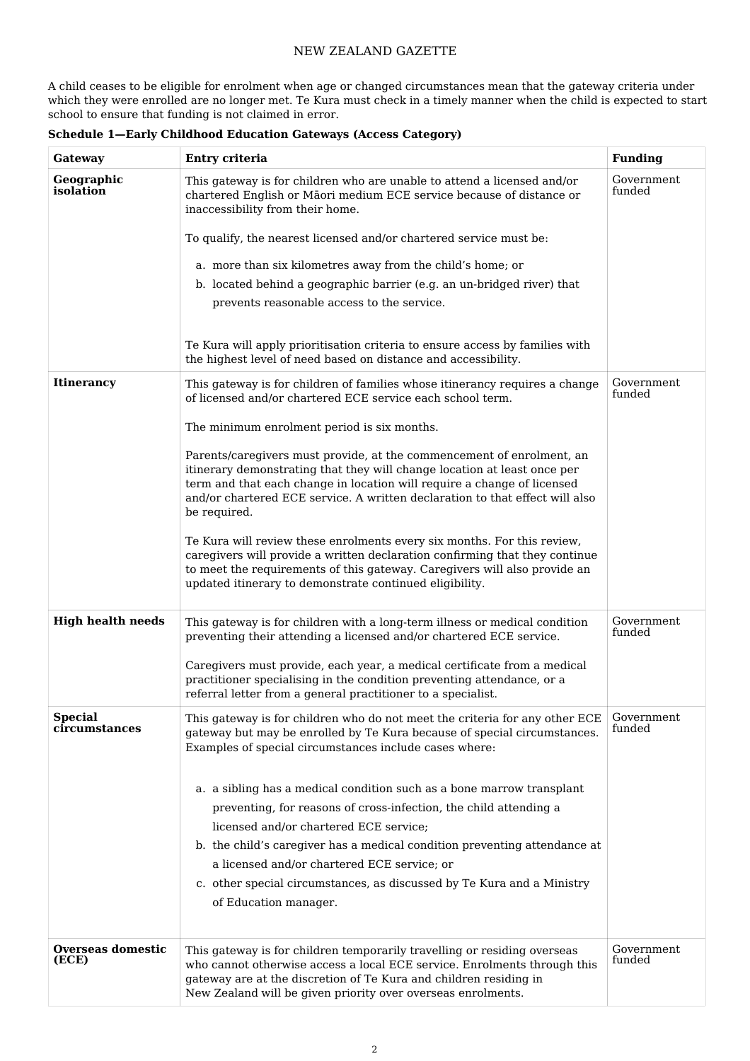A child ceases to be eligible for enrolment when age or changed circumstances mean that the gateway criteria under which they were enrolled are no longer met. Te Kura must check in a timely manner when the child is expected to start school to ensure that funding is not claimed in error.

**Schedule 1—Early Childhood Education Gateways (Access Category)**

| Gateway | Entry criteria | Funding |
|---|---|---|
| **Geographic isolation** | This gateway is for children who are unable to attend a licensed and/or chartered English or Māori medium ECE service because of distance or inaccessibility from their home.<br><br>To qualify, the nearest licensed and/or chartered service must be:<br><br>a. more than six kilometres away from the child's home; or<br>b. located behind a geographic barrier (e.g. an un-bridged river) that prevents reasonable access to the service.<br><br>Te Kura will apply prioritisation criteria to ensure access by families with the highest level of need based on distance and accessibility. | Government funded |
| **Itinerancy** | This gateway is for children of families whose itinerancy requires a change of licensed and/or chartered ECE service each school term.<br><br>The minimum enrolment period is six months.<br><br>Parents/caregivers must provide, at the commencement of enrolment, an itinerary demonstrating that they will change location at least once per term and that each change in location will require a change of licensed and/or chartered ECE service. A written declaration to that effect will also be required.<br><br>Te Kura will review these enrolments every six months. For this review, caregivers will provide a written declaration confirming that they continue to meet the requirements of this gateway. Caregivers will also provide an updated itinerary to demonstrate continued eligibility. | Government funded |
| **High health needs** | This gateway is for children with a long-term illness or medical condition preventing their attending a licensed and/or chartered ECE service.<br><br>Caregivers must provide, each year, a medical certificate from a medical practitioner specialising in the condition preventing attendance, or a referral letter from a general practitioner to a specialist. | Government funded |
| **Special circumstances** | This gateway is for children who do not meet the criteria for any other ECE gateway but may be enrolled by Te Kura because of special circumstances. Examples of special circumstances include cases where:<br><br>a. a sibling has a medical condition such as a bone marrow transplant preventing, for reasons of cross-infection, the child attending a licensed and/or chartered ECE service;<br>b. the child's caregiver has a medical condition preventing attendance at a licensed and/or chartered ECE service; or<br>c. other special circumstances, as discussed by Te Kura and a Ministry of Education manager. | Government funded |
| **Overseas domestic (ECE)** | This gateway is for children temporarily travelling or residing overseas who cannot otherwise access a local ECE service. Enrolments through this gateway are at the discretion of Te Kura and children residing in New Zealand will be given priority over overseas enrolments. | Government funded |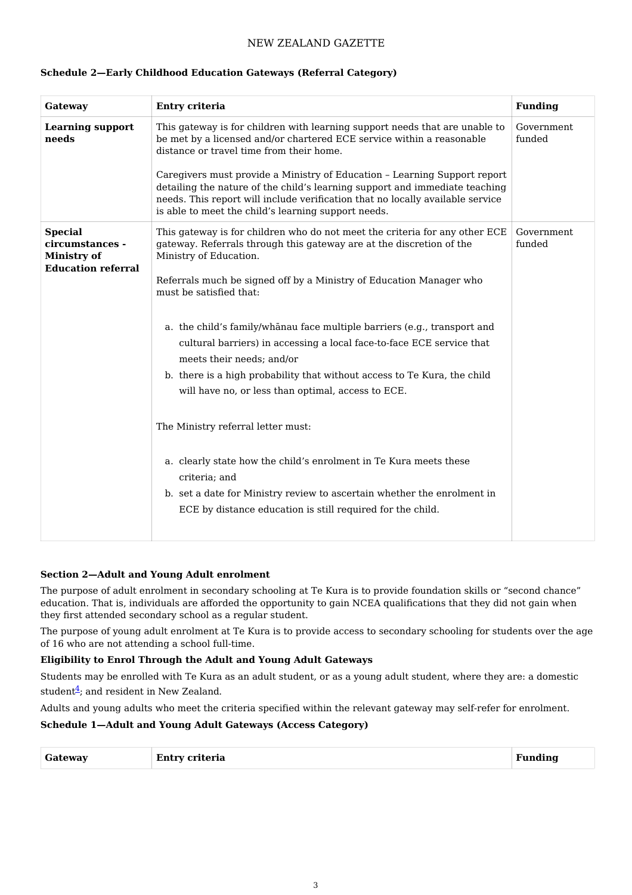### Schedule 2—Early Childhood Education Gateways (Referral Category)

| Gateway | Entry criteria | Funding |
|---|---|---|
| **Learning support needs** | This gateway is for children with learning support needs that are unable to be met by a licensed and/or chartered ECE service within a reasonable distance or travel time from their home.<br><br>Caregivers must provide a Ministry of Education – Learning Support report detailing the nature of the child's learning support and immediate teaching needs. This report will include verification that no locally available service is able to meet the child's learning support needs. | Government funded |
| **Special circumstances - Ministry of Education referral** | This gateway is for children who do not meet the criteria for any other ECE gateway. Referrals through this gateway are at the discretion of the Ministry of Education.<br><br>Referrals much be signed off by a Ministry of Education Manager who must be satisfied that:<br><br>a. the child's family/whānau face multiple barriers (e.g., transport and cultural barriers) in accessing a local face-to-face ECE service that meets their needs; and/or<br>b. there is a high probability that without access to Te Kura, the child will have no, or less than optimal, access to ECE.<br><br>The Ministry referral letter must:<br><br>a. clearly state how the child's enrolment in Te Kura meets these criteria; and<br>b. set a date for Ministry review to ascertain whether the enrolment in ECE by distance education is still required for the child. | Government funded |

### Section 2—Adult and Young Adult enrolment

The purpose of adult enrolment in secondary schooling at Te Kura is to provide foundation skills or "second chance" education. That is, individuals are afforded the opportunity to gain NCEA qualifications that they did not gain when they first attended secondary school as a regular student.

The purpose of young adult enrolment at Te Kura is to provide access to secondary schooling for students over the age of 16 who are not attending a school full-time.

**Eligibility to Enrol Through the Adult and Young Adult Gateways**

Students may be enrolled with Te Kura as an adult student, or as a young adult student, where they are: a domestic student[4]; and resident in New Zealand.

Adults and young adults who meet the criteria specified within the relevant gateway may self-refer for enrolment.

**Schedule 1—Adult and Young Adult Gateways (Access Category)**

| Gateway | Entry criteria | Funding |
|---|---|---|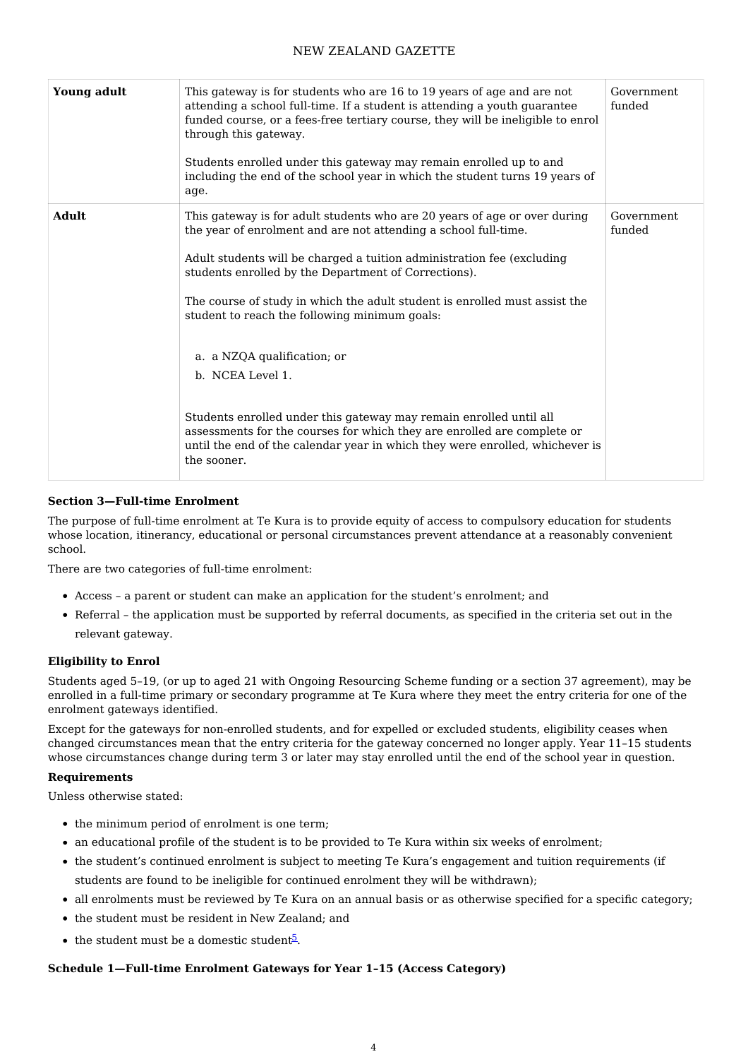| | | |
|---|---|---|
| **Young adult** | This gateway is for students who are 16 to 19 years of age and are not attending a school full-time. If a student is attending a youth guarantee funded course, or a fees-free tertiary course, they will be ineligible to enrol through this gateway.<br><br>Students enrolled under this gateway may remain enrolled up to and including the end of the school year in which the student turns 19 years of age. | Government funded |
| **Adult** | This gateway is for adult students who are 20 years of age or over during the year of enrolment and are not attending a school full-time.<br><br>Adult students will be charged a tuition administration fee (excluding students enrolled by the Department of Corrections).<br><br>The course of study in which the adult student is enrolled must assist the student to reach the following minimum goals:<br><br>a. a NZQA qualification; or<br>b. NCEA Level 1.<br><br>Students enrolled under this gateway may remain enrolled until all assessments for the courses for which they are enrolled are complete or until the end of the calendar year in which they were enrolled, whichever is the sooner. | Government funded |

**Section 3—Full-time Enrolment**

The purpose of full-time enrolment at Te Kura is to provide equity of access to compulsory education for students whose location, itinerancy, educational or personal circumstances prevent attendance at a reasonably convenient school.

There are two categories of full-time enrolment:

- Access – a parent or student can make an application for the student's enrolment; and
- Referral – the application must be supported by referral documents, as specified in the criteria set out in the relevant gateway.

**Eligibility to Enrol**

Students aged 5–19, (or up to aged 21 with Ongoing Resourcing Scheme funding or a section 37 agreement), may be enrolled in a full-time primary or secondary programme at Te Kura where they meet the entry criteria for one of the enrolment gateways identified.

Except for the gateways for non-enrolled students, and for expelled or excluded students, eligibility ceases when changed circumstances mean that the entry criteria for the gateway concerned no longer apply. Year 11–15 students whose circumstances change during term 3 or later may stay enrolled until the end of the school year in question.

**Requirements**

Unless otherwise stated:

- the minimum period of enrolment is one term;
- an educational profile of the student is to be provided to Te Kura within six weeks of enrolment;
- the student's continued enrolment is subject to meeting Te Kura's engagement and tuition requirements (if students are found to be ineligible for continued enrolment they will be withdrawn);
- all enrolments must be reviewed by Te Kura on an annual basis or as otherwise specified for a specific category;
- the student must be resident in New Zealand; and
- the student must be a domestic student[5].

**Schedule 1—Full-time Enrolment Gateways for Year 1–15 (Access Category)**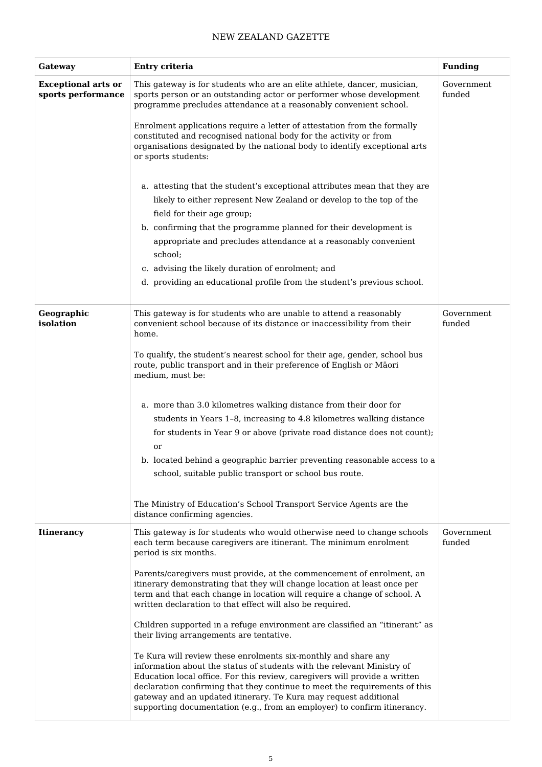| Gateway | Entry criteria | Funding |
|---|---|---|
| **Exceptional arts or sports performance** | This gateway is for students who are an elite athlete, dancer, musician, sports person or an outstanding actor or performer whose development programme precludes attendance at a reasonably convenient school.<br><br>Enrolment applications require a letter of attestation from the formally constituted and recognised national body for the activity or from organisations designated by the national body to identify exceptional arts or sports students:<br><br>a. attesting that the student's exceptional attributes mean that they are likely to either represent New Zealand or develop to the top of the field for their age group;<br>b. confirming that the programme planned for their development is appropriate and precludes attendance at a reasonably convenient school;<br>c. advising the likely duration of enrolment; and<br>d. providing an educational profile from the student's previous school. | Government funded |
| **Geographic isolation** | This gateway is for students who are unable to attend a reasonably convenient school because of its distance or inaccessibility from their home.<br><br>To qualify, the student's nearest school for their age, gender, school bus route, public transport and in their preference of English or Māori medium, must be:<br><br>a. more than 3.0 kilometres walking distance from their door for students in Years 1–8, increasing to 4.8 kilometres walking distance for students in Year 9 or above (private road distance does not count); or<br>b. located behind a geographic barrier preventing reasonable access to a school, suitable public transport or school bus route.<br><br>The Ministry of Education's School Transport Service Agents are the distance confirming agencies. | Government funded |
| **Itinerancy** | This gateway is for students who would otherwise need to change schools each term because caregivers are itinerant. The minimum enrolment period is six months.<br><br>Parents/caregivers must provide, at the commencement of enrolment, an itinerary demonstrating that they will change location at least once per term and that each change in location will require a change of school. A written declaration to that effect will also be required.<br><br>Children supported in a refuge environment are classified an "itinerant" as their living arrangements are tentative.<br><br>Te Kura will review these enrolments six-monthly and share any information about the status of students with the relevant Ministry of Education local office. For this review, caregivers will provide a written declaration confirming that they continue to meet the requirements of this gateway and an updated itinerary. Te Kura may request additional supporting documentation (e.g., from an employer) to confirm itinerancy. | Government funded |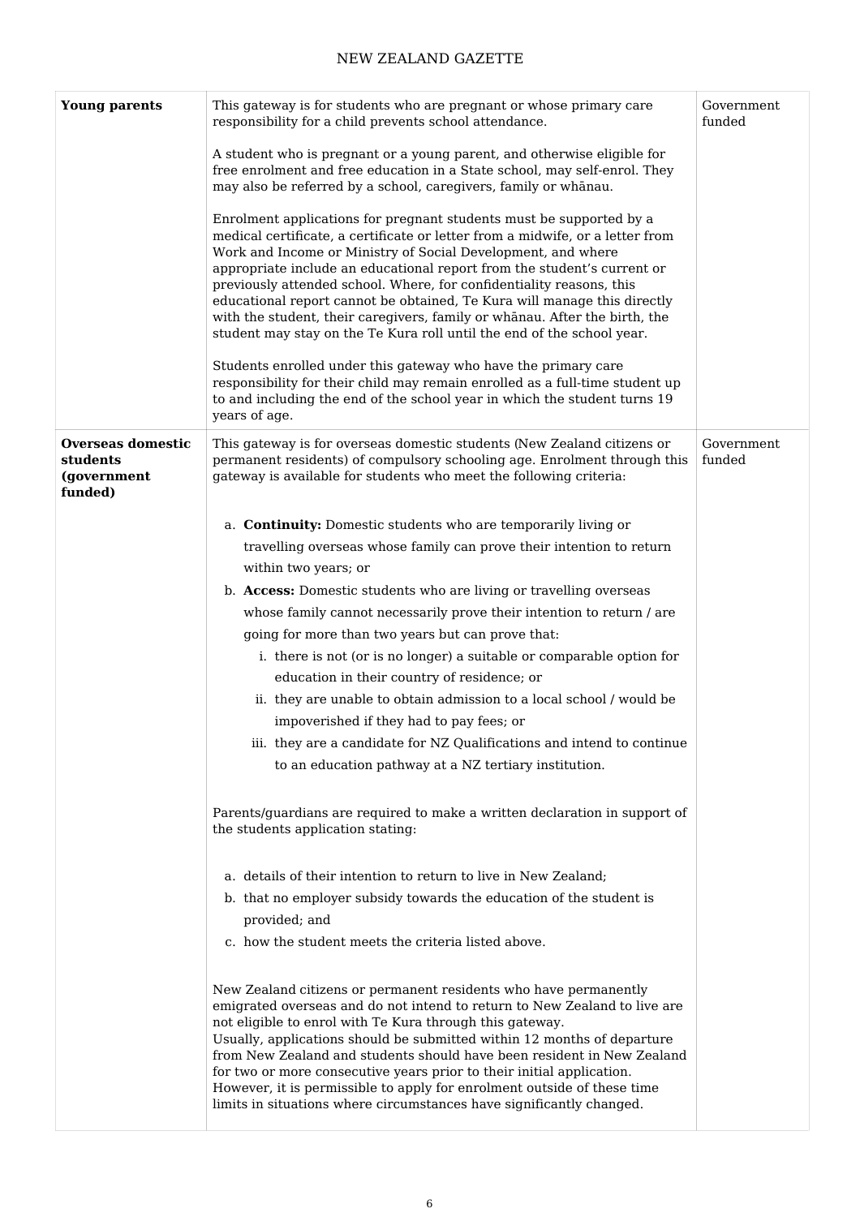| | | |
|---|---|---|
| **Young parents** | This gateway is for students who are pregnant or whose primary care responsibility for a child prevents school attendance.<br><br>A student who is pregnant or a young parent, and otherwise eligible for free enrolment and free education in a State school, may self-enrol. They may also be referred by a school, caregivers, family or whānau.<br><br>Enrolment applications for pregnant students must be supported by a medical certificate, a certificate or letter from a midwife, or a letter from Work and Income or Ministry of Social Development, and where appropriate include an educational report from the student's current or previously attended school. Where, for confidentiality reasons, this educational report cannot be obtained, Te Kura will manage this directly with the student, their caregivers, family or whānau. After the birth, the student may stay on the Te Kura roll until the end of the school year.<br><br>Students enrolled under this gateway who have the primary care responsibility for their child may remain enrolled as a full-time student up to and including the end of the school year in which the student turns 19 years of age. | Government funded |
| **Overseas domestic students (government funded)** | This gateway is for overseas domestic students (New Zealand citizens or permanent residents) of compulsory schooling age. Enrolment through this gateway is available for students who meet the following criteria:<br><br>a. **Continuity:** Domestic students who are temporarily living or travelling overseas whose family can prove their intention to return within two years; or<br>b. **Access:** Domestic students who are living or travelling overseas whose family cannot necessarily prove their intention to return / are going for more than two years but can prove that:<br>i. there is not (or is no longer) a suitable or comparable option for education in their country of residence; or<br>ii. they are unable to obtain admission to a local school / would be impoverished if they had to pay fees; or<br>iii. they are a candidate for NZ Qualifications and intend to continue to an education pathway at a NZ tertiary institution.<br><br>Parents/guardians are required to make a written declaration in support of the students application stating:<br><br>a. details of their intention to return to live in New Zealand;<br>b. that no employer subsidy towards the education of the student is provided; and<br>c. how the student meets the criteria listed above.<br><br>New Zealand citizens or permanent residents who have permanently emigrated overseas and do not intend to return to New Zealand to live are not eligible to enrol with Te Kura through this gateway.<br>Usually, applications should be submitted within 12 months of departure from New Zealand and students should have been resident in New Zealand for two or more consecutive years prior to their initial application. However, it is permissible to apply for enrolment outside of these time limits in situations where circumstances have significantly changed. | Government funded |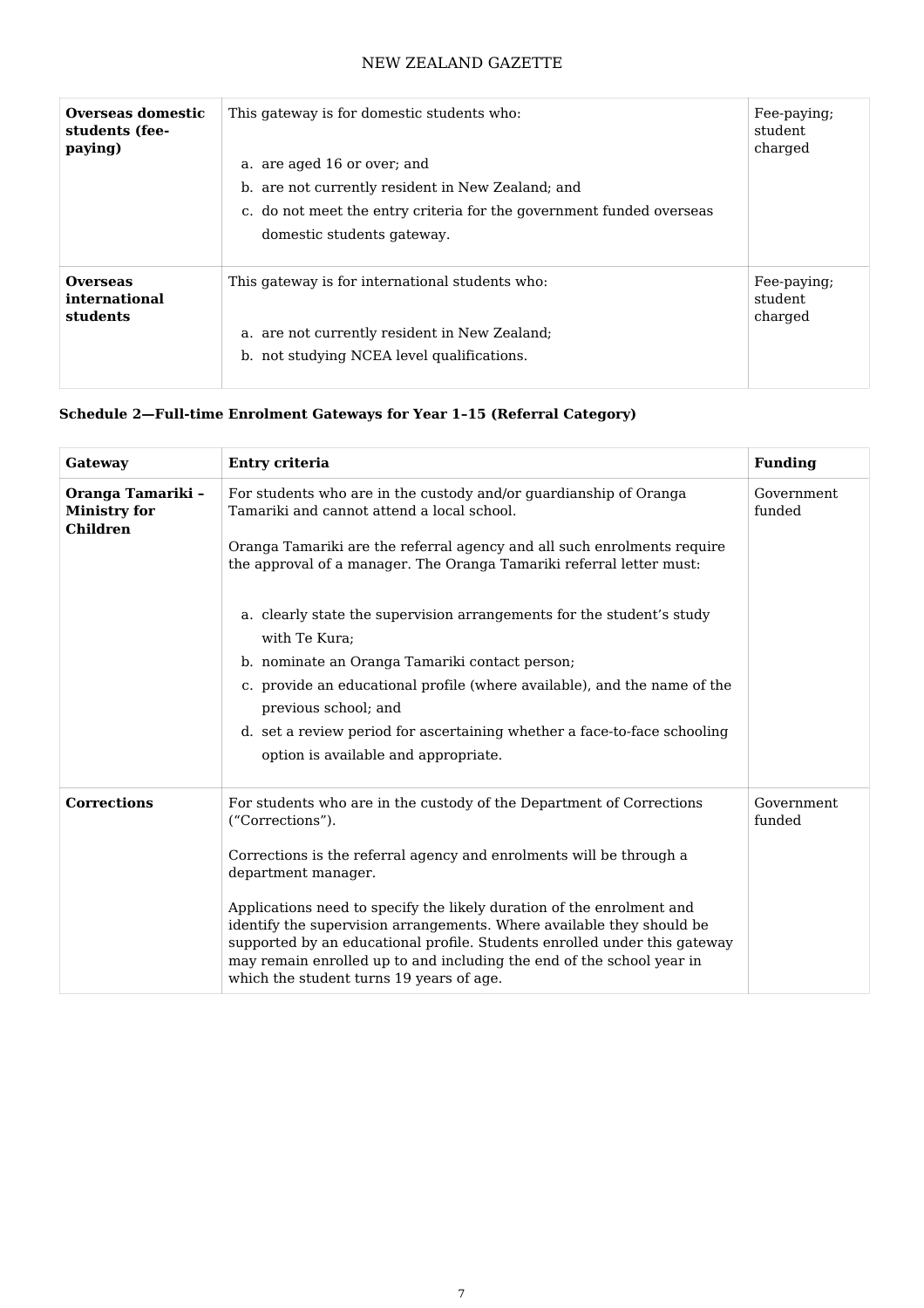| Overseas domestic students (fee-paying) | This gateway is for domestic students who:<br><br>a. are aged 16 or over; and<br>b. are not currently resident in New Zealand; and<br>c. do not meet the entry criteria for the government funded overseas domestic students gateway. | Fee-paying; student charged |
|---|---|---|
| **Overseas international students** | This gateway is for international students who:<br><br>a. are not currently resident in New Zealand;<br>b. not studying NCEA level qualifications. | Fee-paying; student charged |

### Schedule 2—Full-time Enrolment Gateways for Year 1–15 (Referral Category)

| Gateway | Entry criteria | Funding |
|---|---|---|
| **Oranga Tamariki – Ministry for Children** | For students who are in the custody and/or guardianship of Oranga Tamariki and cannot attend a local school.<br><br>Oranga Tamariki are the referral agency and all such enrolments require the approval of a manager. The Oranga Tamariki referral letter must:<br><br>a. clearly state the supervision arrangements for the student's study with Te Kura;<br>b. nominate an Oranga Tamariki contact person;<br>c. provide an educational profile (where available), and the name of the previous school; and<br>d. set a review period for ascertaining whether a face-to-face schooling option is available and appropriate. | Government funded |
| **Corrections** | For students who are in the custody of the Department of Corrections ("Corrections").<br><br>Corrections is the referral agency and enrolments will be through a department manager.<br><br>Applications need to specify the likely duration of the enrolment and identify the supervision arrangements. Where available they should be supported by an educational profile. Students enrolled under this gateway may remain enrolled up to and including the end of the school year in which the student turns 19 years of age. | Government funded |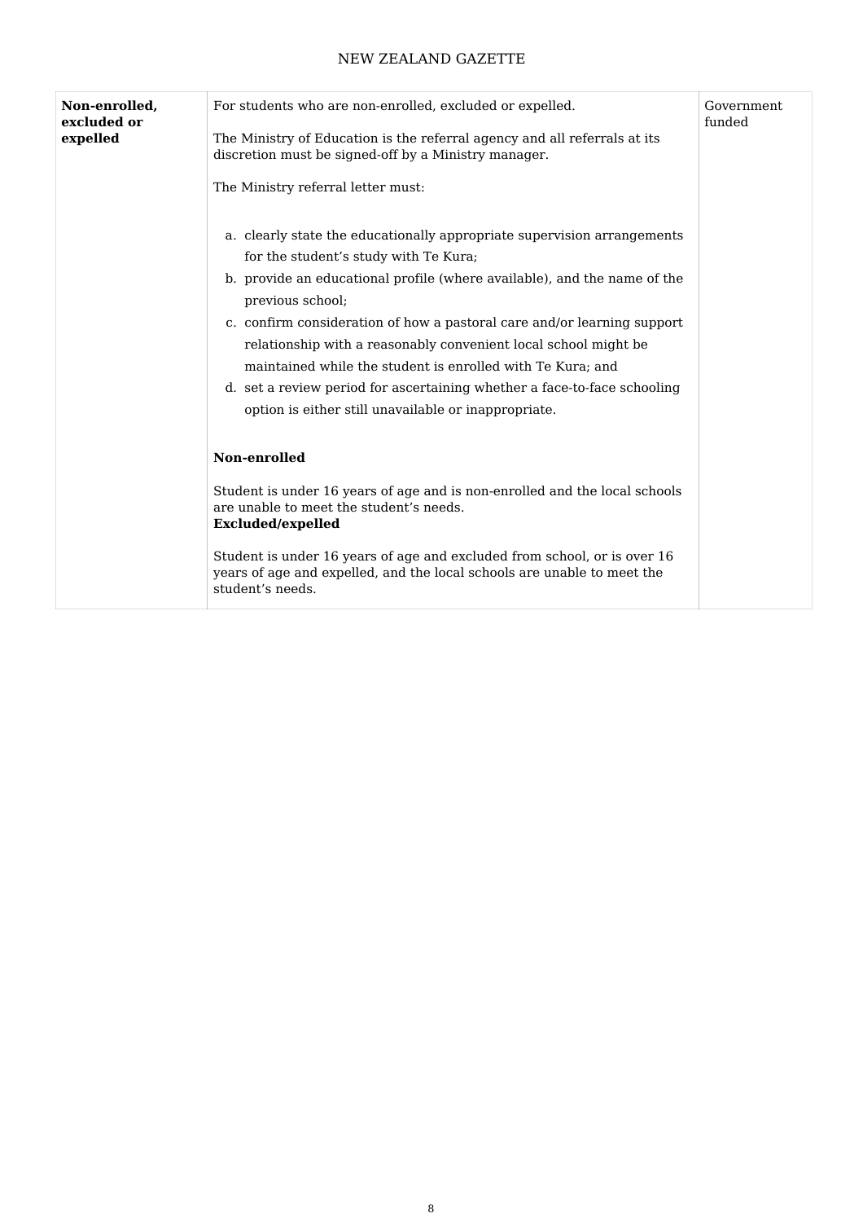| **Non-enrolled, excluded or expelled** | For students who are non-enrolled, excluded or expelled.<br><br>The Ministry of Education is the referral agency and all referrals at its discretion must be signed-off by a Ministry manager.<br><br>The Ministry referral letter must:<br><br>a. clearly state the educationally appropriate supervision arrangements for the student's study with Te Kura;<br>b. provide an educational profile (where available), and the name of the previous school;<br>c. confirm consideration of how a pastoral care and/or learning support relationship with a reasonably convenient local school might be maintained while the student is enrolled with Te Kura; and<br>d. set a review period for ascertaining whether a face-to-face schooling option is either still unavailable or inappropriate.<br><br>**Non-enrolled**<br><br>Student is under 16 years of age and is non-enrolled and the local schools are unable to meet the student's needs.<br>**Excluded/expelled**<br><br>Student is under 16 years of age and excluded from school, or is over 16 years of age and expelled, and the local schools are unable to meet the student's needs. | Government funded |
|---|---|---|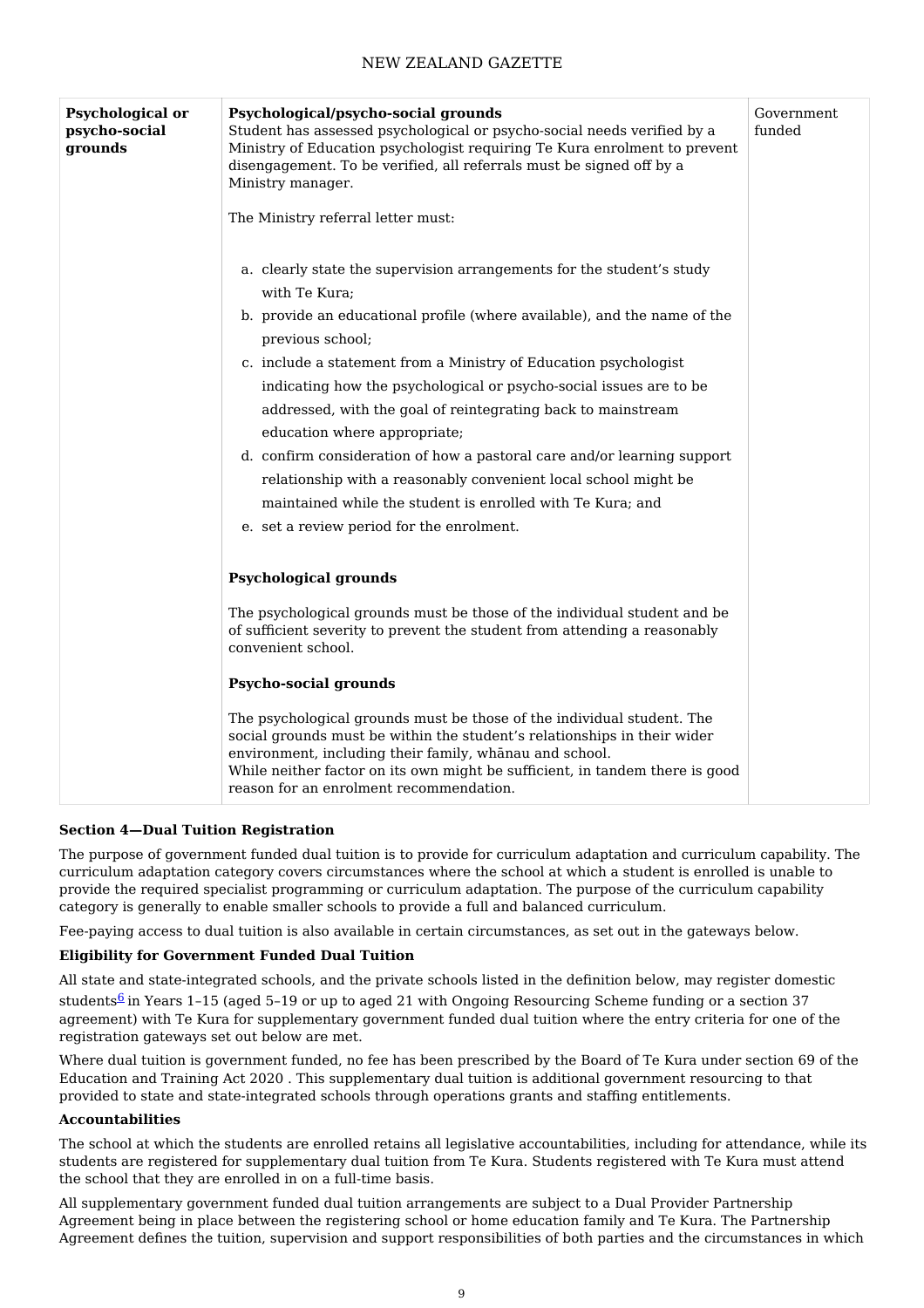| Psychological or psycho-social grounds | **Psychological/psycho-social grounds**<br>Student has assessed psychological or psycho-social needs verified by a Ministry of Education psychologist requiring Te Kura enrolment to prevent disengagement. To be verified, all referrals must be signed off by a Ministry manager.<br><br>The Ministry referral letter must:<br><br>a. clearly state the supervision arrangements for the student's study with Te Kura;<br>b. provide an educational profile (where available), and the name of the previous school;<br>c. include a statement from a Ministry of Education psychologist indicating how the psychological or psycho-social issues are to be addressed, with the goal of reintegrating back to mainstream education where appropriate;<br>d. confirm consideration of how a pastoral care and/or learning support relationship with a reasonably convenient local school might be maintained while the student is enrolled with Te Kura; and<br>e. set a review period for the enrolment.<br><br>**Psychological grounds**<br><br>The psychological grounds must be those of the individual student and be of sufficient severity to prevent the student from attending a reasonably convenient school.<br><br>**Psycho-social grounds**<br><br>The psychological grounds must be those of the individual student. The social grounds must be within the student's relationships in their wider environment, including their family, whānau and school.<br>While neither factor on its own might be sufficient, in tandem there is good reason for an enrolment recommendation. | Government funded |
|---|---|---|

**Section 4—Dual Tuition Registration**

The purpose of government funded dual tuition is to provide for curriculum adaptation and curriculum capability. The curriculum adaptation category covers circumstances where the school at which a student is enrolled is unable to provide the required specialist programming or curriculum adaptation. The purpose of the curriculum capability category is generally to enable smaller schools to provide a full and balanced curriculum.

Fee-paying access to dual tuition is also available in certain circumstances, as set out in the gateways below.

**Eligibility for Government Funded Dual Tuition**

All state and state-integrated schools, and the private schools listed in the definition below, may register domestic students[6] in Years 1–15 (aged 5–19 or up to aged 21 with Ongoing Resourcing Scheme funding or a section 37 agreement) with Te Kura for supplementary government funded dual tuition where the entry criteria for one of the registration gateways set out below are met.

Where dual tuition is government funded, no fee has been prescribed by the Board of Te Kura under section 69 of the Education and Training Act 2020 . This supplementary dual tuition is additional government resourcing to that provided to state and state-integrated schools through operations grants and staffing entitlements.

**Accountabilities**

The school at which the students are enrolled retains all legislative accountabilities, including for attendance, while its students are registered for supplementary dual tuition from Te Kura. Students registered with Te Kura must attend the school that they are enrolled in on a full-time basis.

All supplementary government funded dual tuition arrangements are subject to a Dual Provider Partnership Agreement being in place between the registering school or home education family and Te Kura. The Partnership Agreement defines the tuition, supervision and support responsibilities of both parties and the circumstances in which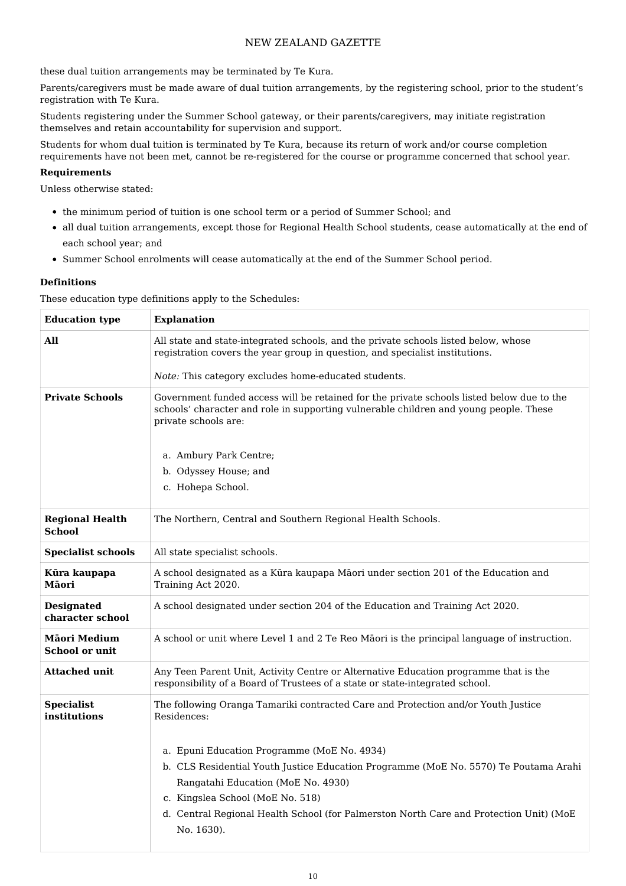these dual tuition arrangements may be terminated by Te Kura.

Parents/caregivers must be made aware of dual tuition arrangements, by the registering school, prior to the student's registration with Te Kura.

Students registering under the Summer School gateway, or their parents/caregivers, may initiate registration themselves and retain accountability for supervision and support.

Students for whom dual tuition is terminated by Te Kura, because its return of work and/or course completion requirements have not been met, cannot be re-registered for the course or programme concerned that school year.

**Requirements**

Unless otherwise stated:

- the minimum period of tuition is one school term or a period of Summer School; and
- all dual tuition arrangements, except those for Regional Health School students, cease automatically at the end of each school year; and
- Summer School enrolments will cease automatically at the end of the Summer School period.

**Definitions**

These education type definitions apply to the Schedules:

| Education type | Explanation |
|---|---|
| **All** | All state and state-integrated schools, and the private schools listed below, whose registration covers the year group in question, and specialist institutions.<br><br>*Note:* This category excludes home-educated students. |
| **Private Schools** | Government funded access will be retained for the private schools listed below due to the schools' character and role in supporting vulnerable children and young people. These private schools are:<br><br>a. Ambury Park Centre;<br>b. Odyssey House; and<br>c. Hohepa School. |
| **Regional Health School** | The Northern, Central and Southern Regional Health Schools. |
| **Specialist schools** | All state specialist schools. |
| **Kūra kaupapa Māori** | A school designated as a Kūra kaupapa Māori under section 201 of the Education and Training Act 2020. |
| **Designated character school** | A school designated under section 204 of the Education and Training Act 2020. |
| **Māori Medium School or unit** | A school or unit where Level 1 and 2 Te Reo Māori is the principal language of instruction. |
| **Attached unit** | Any Teen Parent Unit, Activity Centre or Alternative Education programme that is the responsibility of a Board of Trustees of a state or state-integrated school. |
| **Specialist institutions** | The following Oranga Tamariki contracted Care and Protection and/or Youth Justice Residences:<br><br>a. Epuni Education Programme (MoE No. 4934)<br>b. CLS Residential Youth Justice Education Programme (MoE No. 5570) Te Poutama Arahi Rangatahi Education (MoE No. 4930)<br>c. Kingslea School (MoE No. 518)<br>d. Central Regional Health School (for Palmerston North Care and Protection Unit) (MoE No. 1630). |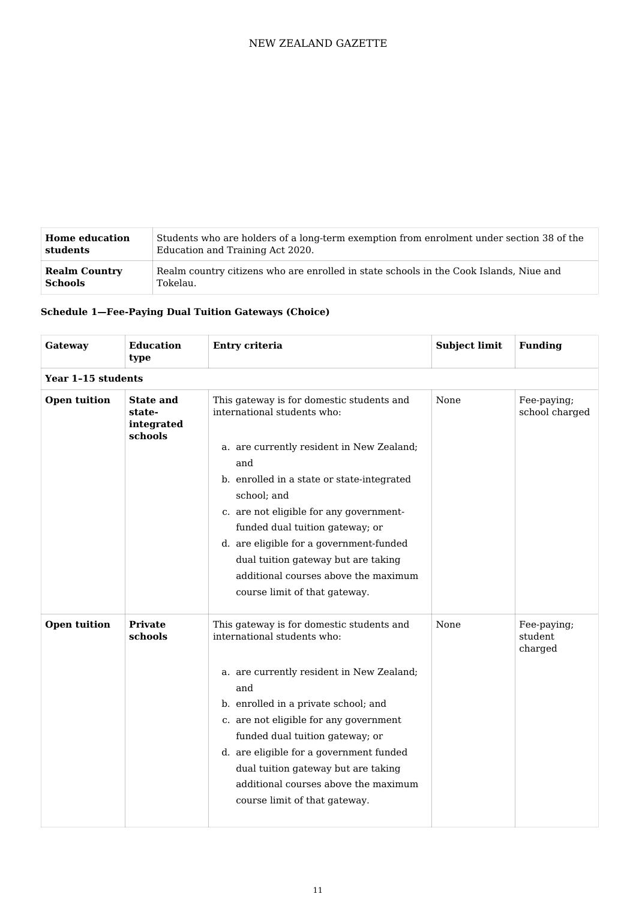| | |
|---|---|
| **Home education students** | Students who are holders of a long-term exemption from enrolment under section 38 of the Education and Training Act 2020. |
| **Realm Country Schools** | Realm country citizens who are enrolled in state schools in the Cook Islands, Niue and Tokelau. |

### Schedule 1—Fee-Paying Dual Tuition Gateways (Choice)

| Gateway | Education type | Entry criteria | Subject limit | Funding |
|---|---|---|---|---|
| **Year 1–15 students** | | | | |
| **Open tuition** | **State and state-integrated schools** | This gateway is for domestic students and international students who: <br><br> a. are currently resident in New Zealand; and <br> b. enrolled in a state or state-integrated school; and <br> c. are not eligible for any government-funded dual tuition gateway; or <br> d. are eligible for a government-funded dual tuition gateway but are taking additional courses above the maximum course limit of that gateway. | None | Fee-paying; school charged |
| **Open tuition** | **Private schools** | This gateway is for domestic students and international students who: <br><br> a. are currently resident in New Zealand; and <br> b. enrolled in a private school; and <br> c. are not eligible for any government funded dual tuition gateway; or <br> d. are eligible for a government funded dual tuition gateway but are taking additional courses above the maximum course limit of that gateway. | None | Fee-paying; student charged |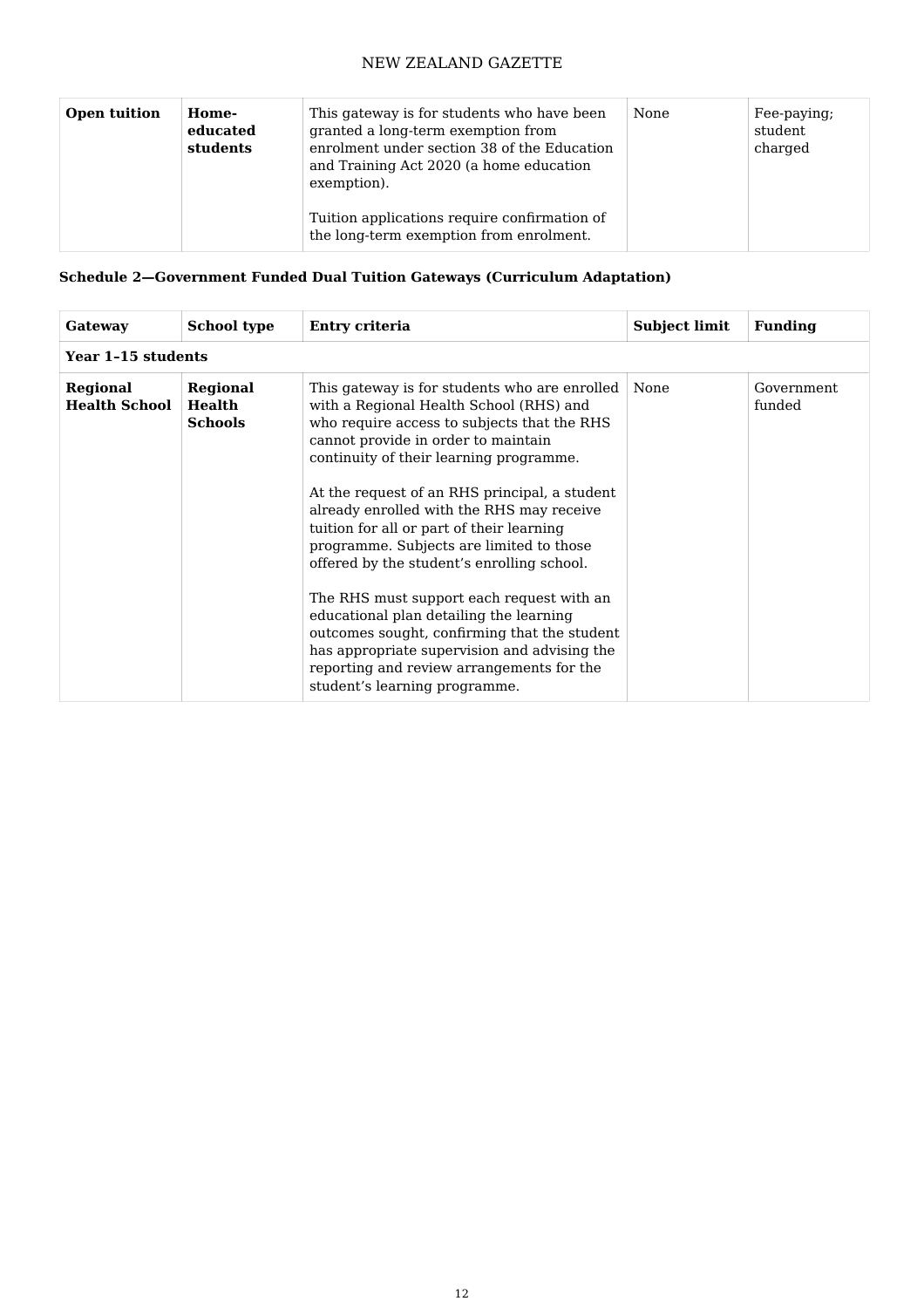| Open tuition | Home-educated students | This gateway is for students who have been granted a long-term exemption from enrolment under section 38 of the Education and Training Act 2020 (a home education exemption).<br><br>Tuition applications require confirmation of the long-term exemption from enrolment. | None | Fee-paying; student charged |
|---|---|---|---|---|

**Schedule 2—Government Funded Dual Tuition Gateways (Curriculum Adaptation)**

| Gateway | School type | Entry criteria | Subject limit | Funding |
|---|---|---|---|---|
| **Year 1–15 students** | | | | |
| **Regional Health School** | **Regional Health Schools** | This gateway is for students who are enrolled with a Regional Health School (RHS) and who require access to subjects that the RHS cannot provide in order to maintain continuity of their learning programme.<br><br>At the request of an RHS principal, a student already enrolled with the RHS may receive tuition for all or part of their learning programme. Subjects are limited to those offered by the student's enrolling school.<br><br>The RHS must support each request with an educational plan detailing the learning outcomes sought, confirming that the student has appropriate supervision and advising the reporting and review arrangements for the student's learning programme. | None | Government funded |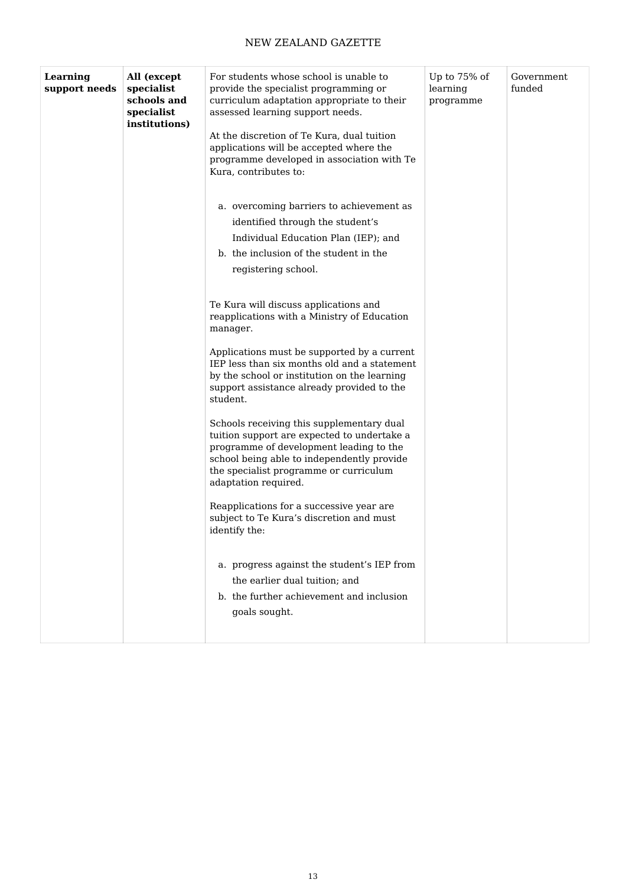| **Learning support needs** | **All (except specialist schools and specialist institutions)** | For students whose school is unable to provide the specialist programming or curriculum adaptation appropriate to their assessed learning support needs.<br><br>At the discretion of Te Kura, dual tuition applications will be accepted where the programme developed in association with Te Kura, contributes to:<br><br>a. overcoming barriers to achievement as identified through the student's Individual Education Plan (IEP); and<br>b. the inclusion of the student in the registering school.<br><br>Te Kura will discuss applications and reapplications with a Ministry of Education manager.<br><br>Applications must be supported by a current IEP less than six months old and a statement by the school or institution on the learning support assistance already provided to the student.<br><br>Schools receiving this supplementary dual tuition support are expected to undertake a programme of development leading to the school being able to independently provide the specialist programme or curriculum adaptation required.<br><br>Reapplications for a successive year are subject to Te Kura's discretion and must identify the:<br><br>a. progress against the student's IEP from the earlier dual tuition; and<br>b. the further achievement and inclusion goals sought. | Up to 75% of learning programme | Government funded |
|---|---|---|---|---|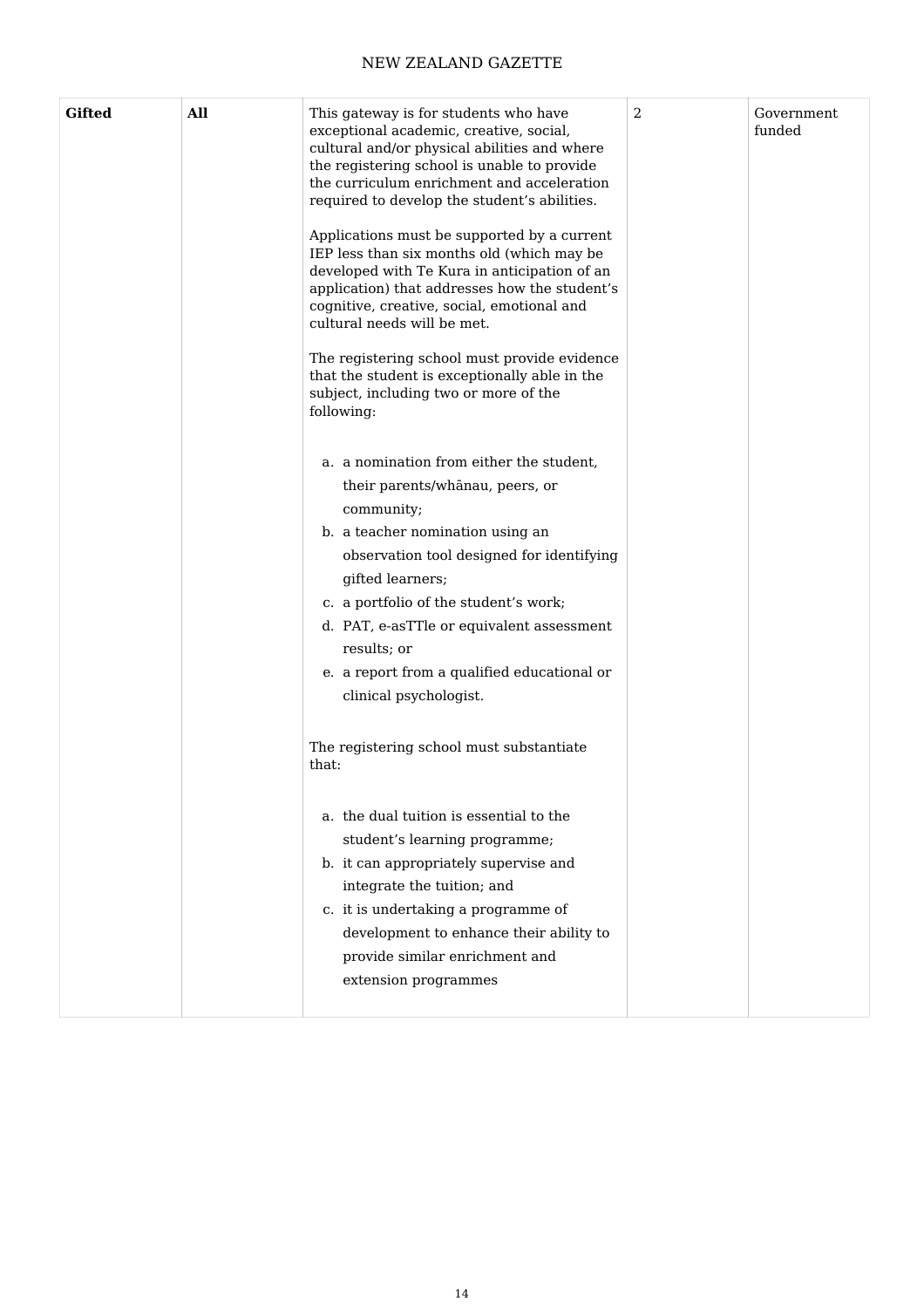| | | | | |
|---|---|---|---|---|
| **Gifted** | **All** | This gateway is for students who have exceptional academic, creative, social, cultural and/or physical abilities and where the registering school is unable to provide the curriculum enrichment and acceleration required to develop the student's abilities.<br><br>Applications must be supported by a current IEP less than six months old (which may be developed with Te Kura in anticipation of an application) that addresses how the student's cognitive, creative, social, emotional and cultural needs will be met.<br><br>The registering school must provide evidence that the student is exceptionally able in the subject, including two or more of the following:<br><br>a. a nomination from either the student, their parents/whānau, peers, or community;<br>b. a teacher nomination using an observation tool designed for identifying gifted learners;<br>c. a portfolio of the student's work;<br>d. PAT, e-asTTle or equivalent assessment results; or<br>e. a report from a qualified educational or clinical psychologist.<br><br>The registering school must substantiate that:<br><br>a. the dual tuition is essential to the student's learning programme;<br>b. it can appropriately supervise and integrate the tuition; and<br>c. it is undertaking a programme of development to enhance their ability to provide similar enrichment and extension programmes | 2 | Government funded |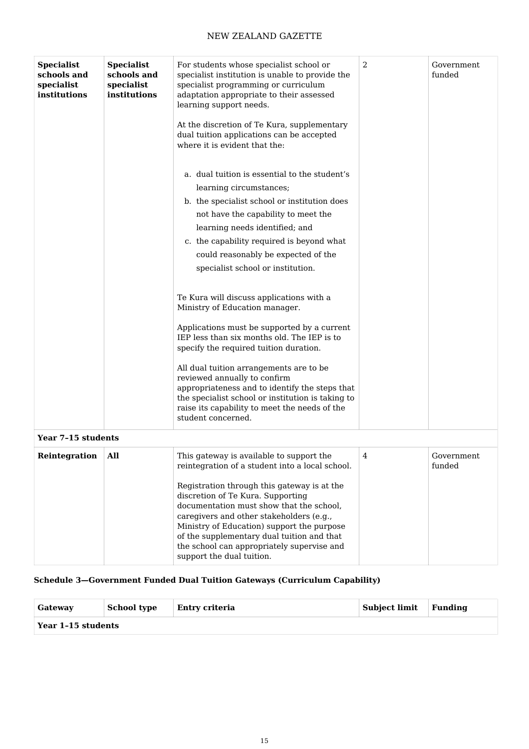| | | | | |
|---|---|---|---|---|
| **Specialist schools and specialist institutions** | **Specialist schools and specialist institutions** | For students whose specialist school or specialist institution is unable to provide the specialist programming or curriculum adaptation appropriate to their assessed learning support needs.<br><br>At the discretion of Te Kura, supplementary dual tuition applications can be accepted where it is evident that the:<br><br>a. dual tuition is essential to the student's learning circumstances;<br>b. the specialist school or institution does not have the capability to meet the learning needs identified; and<br>c. the capability required is beyond what could reasonably be expected of the specialist school or institution.<br><br>Te Kura will discuss applications with a Ministry of Education manager.<br><br>Applications must be supported by a current IEP less than six months old. The IEP is to specify the required tuition duration.<br><br>All dual tuition arrangements are to be reviewed annually to confirm appropriateness and to identify the steps that the specialist school or institution is taking to raise its capability to meet the needs of the student concerned. | 2 | Government funded |
| **Year 7–15 students** | | | | |
| **Reintegration** | **All** | This gateway is available to support the reintegration of a student into a local school.<br><br>Registration through this gateway is at the discretion of Te Kura. Supporting documentation must show that the school, caregivers and other stakeholders (e.g., Ministry of Education) support the purpose of the supplementary dual tuition and that the school can appropriately supervise and support the dual tuition. | 4 | Government funded |

### Schedule 3—Government Funded Dual Tuition Gateways (Curriculum Capability)

| Gateway | School type | Entry criteria | Subject limit | Funding |
|---|---|---|---|---|
| **Year 1–15 students** | | | | |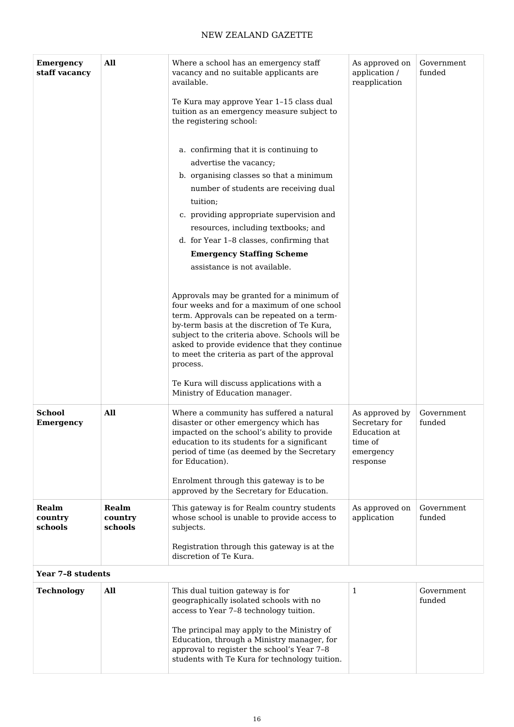| **Emergency staff vacancy** | **All** | Where a school has an emergency staff vacancy and no suitable applicants are available.<br><br>Te Kura may approve Year 1–15 class dual tuition as an emergency measure subject to the registering school:<br><br>a. confirming that it is continuing to advertise the vacancy;<br>b. organising classes so that a minimum number of students are receiving dual tuition;<br>c. providing appropriate supervision and resources, including textbooks; and<br>d. for Year 1–8 classes, confirming that **Emergency Staffing Scheme** assistance is not available.<br><br>Approvals may be granted for a minimum of four weeks and for a maximum of one school term. Approvals can be repeated on a term-by-term basis at the discretion of Te Kura, subject to the criteria above. Schools will be asked to provide evidence that they continue to meet the criteria as part of the approval process.<br><br>Te Kura will discuss applications with a Ministry of Education manager. | As approved on application / reapplication | Government funded |
|---|---|---|---|---|
| **School Emergency** | **All** | Where a community has suffered a natural disaster or other emergency which has impacted on the school's ability to provide education to its students for a significant period of time (as deemed by the Secretary for Education).<br><br>Enrolment through this gateway is to be approved by the Secretary for Education. | As approved by Secretary for Education at time of emergency response | Government funded |
| **Realm country schools** | **Realm country schools** | This gateway is for Realm country students whose school is unable to provide access to subjects.<br><br>Registration through this gateway is at the discretion of Te Kura. | As approved on application | Government funded |
| **Year 7–8 students** | | | | |
| **Technology** | **All** | This dual tuition gateway is for geographically isolated schools with no access to Year 7–8 technology tuition.<br><br>The principal may apply to the Ministry of Education, through a Ministry manager, for approval to register the school's Year 7–8 students with Te Kura for technology tuition. | 1 | Government funded |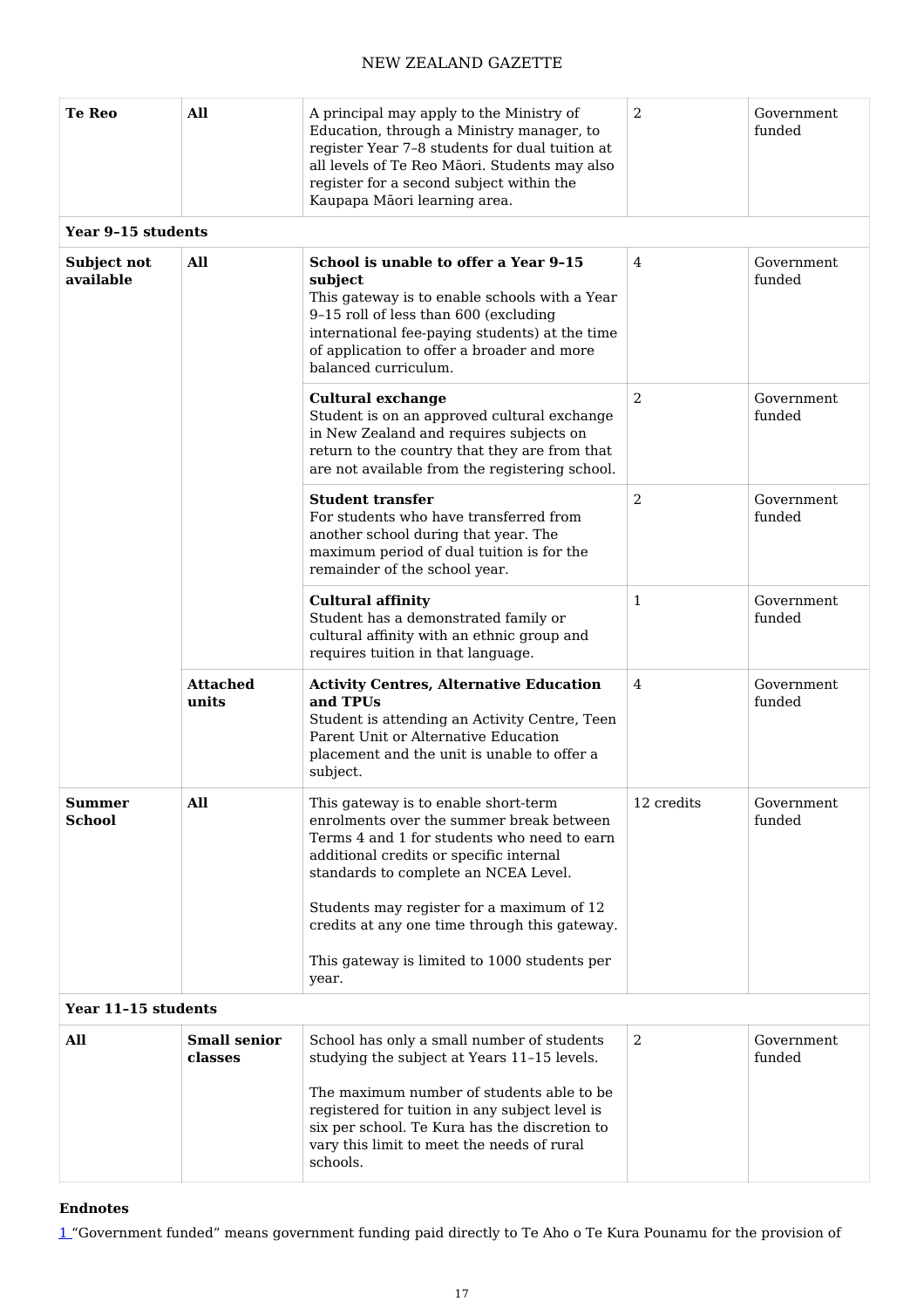| **Te Reo** | **All** | A principal may apply to the Ministry of Education, through a Ministry manager, to register Year 7–8 students for dual tuition at all levels of Te Reo Māori. Students may also register for a second subject within the Kaupapa Māori learning area. | 2 | Government funded |
|---|---|---|---|---|
| **Year 9–15 students** | | | | |
| **Subject not available** | **All** | **School is unable to offer a Year 9–15 subject** This gateway is to enable schools with a Year 9–15 roll of less than 600 (excluding international fee-paying students) at the time of application to offer a broader and more balanced curriculum. | 4 | Government funded |
| | | **Cultural exchange** Student is on an approved cultural exchange in New Zealand and requires subjects on return to the country that they are from that are not available from the registering school. | 2 | Government funded |
| | | **Student transfer** For students who have transferred from another school during that year. The maximum period of dual tuition is for the remainder of the school year. | 2 | Government funded |
| | | **Cultural affinity** Student has a demonstrated family or cultural affinity with an ethnic group and requires tuition in that language. | 1 | Government funded |
| | **Attached units** | **Activity Centres, Alternative Education and TPUs** Student is attending an Activity Centre, Teen Parent Unit or Alternative Education placement and the unit is unable to offer a subject. | 4 | Government funded |
| **Summer School** | **All** | This gateway is to enable short-term enrolments over the summer break between Terms 4 and 1 for students who need to earn additional credits or specific internal standards to complete an NCEA Level.<br><br>Students may register for a maximum of 12 credits at any one time through this gateway.<br><br>This gateway is limited to 1000 students per year. | 12 credits | Government funded |
| **Year 11–15 students** | | | | |
| **All** | **Small senior classes** | School has only a small number of students studying the subject at Years 11–15 levels.<br><br>The maximum number of students able to be registered for tuition in any subject level is six per school. Te Kura has the discretion to vary this limit to meet the needs of rural schools. | 2 | Government funded |

#### Endnotes

1 "Government funded" means government funding paid directly to Te Aho o Te Kura Pounamu for the provision of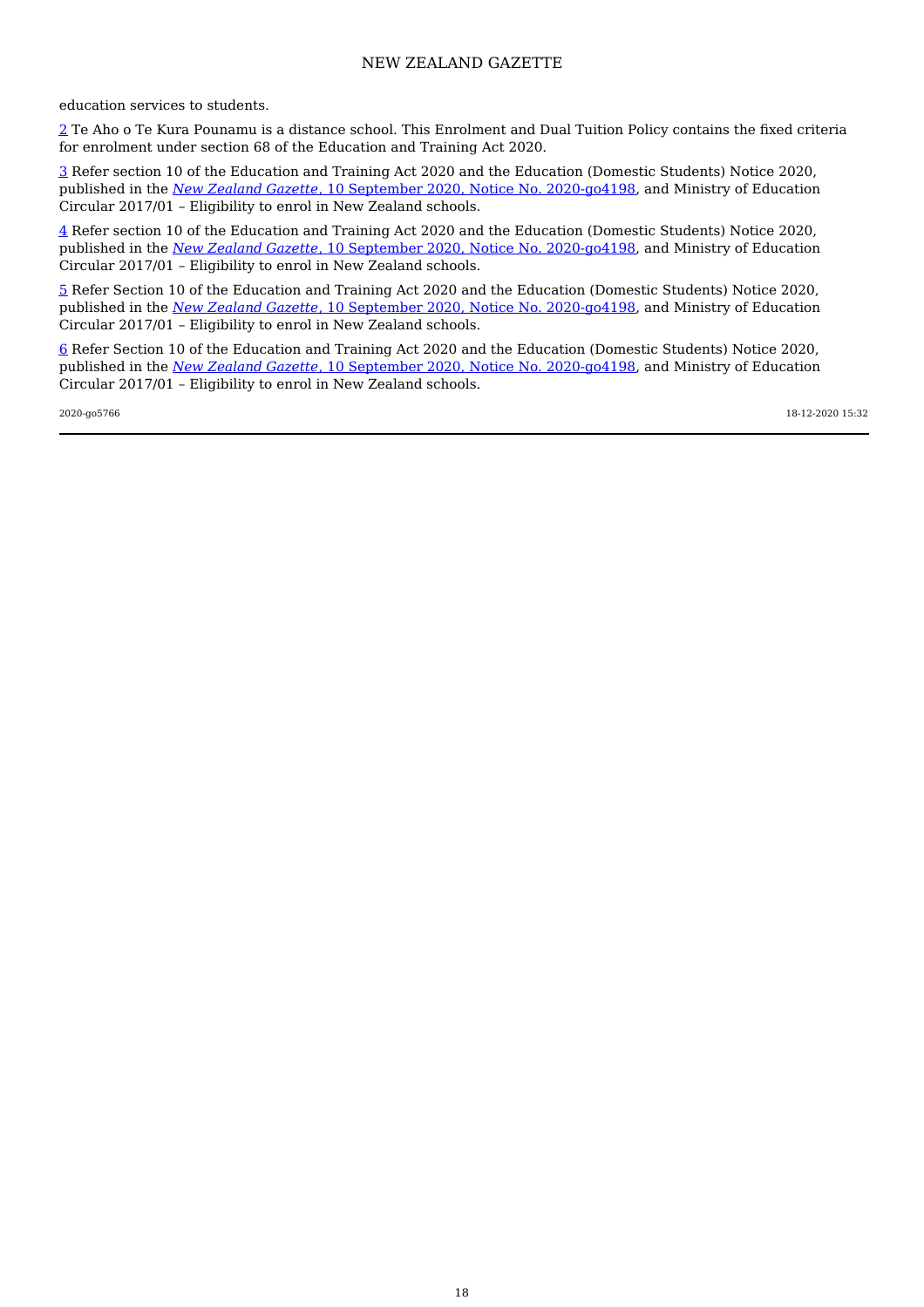education services to students.

2 Te Aho o Te Kura Pounamu is a distance school. This Enrolment and Dual Tuition Policy contains the fixed criteria for enrolment under section 68 of the Education and Training Act 2020.

3 Refer section 10 of the Education and Training Act 2020 and the Education (Domestic Students) Notice 2020, published in the *New Zealand Gazette*, 10 September 2020, Notice No. 2020-go4198, and Ministry of Education Circular 2017/01 – Eligibility to enrol in New Zealand schools.

4 Refer section 10 of the Education and Training Act 2020 and the Education (Domestic Students) Notice 2020, published in the *New Zealand Gazette*, 10 September 2020, Notice No. 2020-go4198, and Ministry of Education Circular 2017/01 – Eligibility to enrol in New Zealand schools.

5 Refer Section 10 of the Education and Training Act 2020 and the Education (Domestic Students) Notice 2020, published in the *New Zealand Gazette*, 10 September 2020, Notice No. 2020-go4198, and Ministry of Education Circular 2017/01 – Eligibility to enrol in New Zealand schools.

6 Refer Section 10 of the Education and Training Act 2020 and the Education (Domestic Students) Notice 2020, published in the *New Zealand Gazette*, 10 September 2020, Notice No. 2020-go4198, and Ministry of Education Circular 2017/01 – Eligibility to enrol in New Zealand schools.

2020-go5766 18-12-2020 15:32